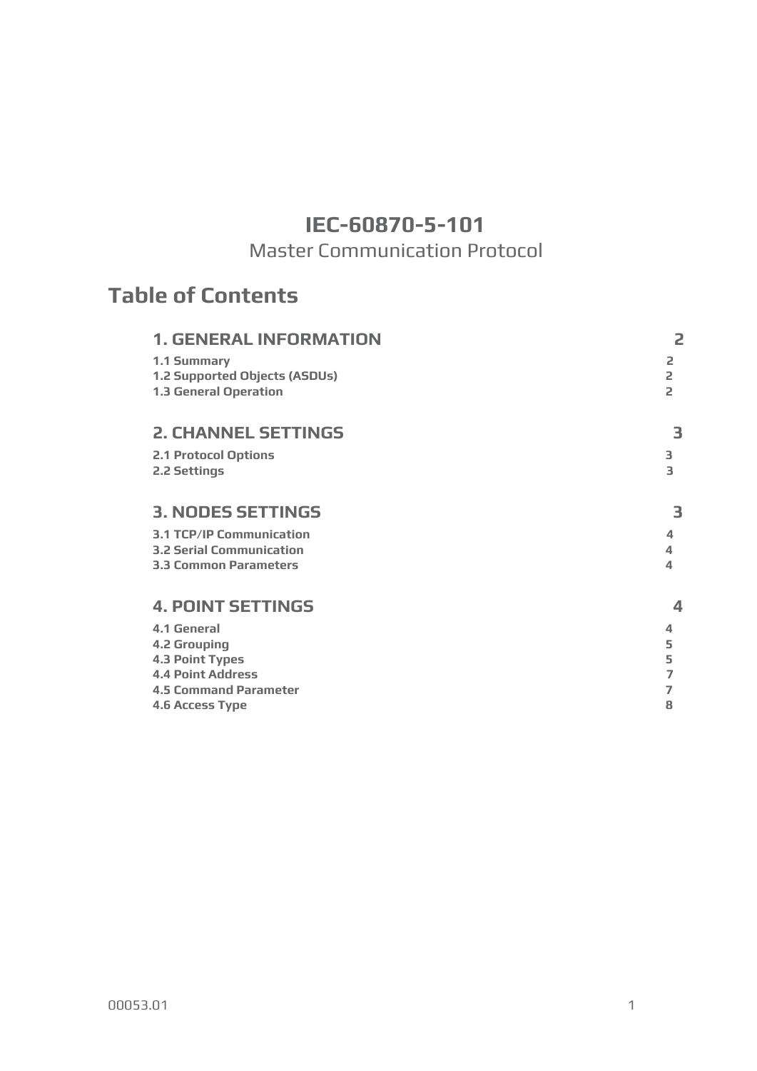# IEC-60870-5-101

Master Communication Protocol

## Table of Contents

**1. GENERAL INFORMATION** 2

**1.1 Summary** 2
**1.2 Supported Objects (ASDUs)** 2
**1.3 General Operation** 2

**2. CHANNEL SETTINGS** 3

**2.1 Protocol Options** 3
**2.2 Settings** 3

**3. NODES SETTINGS** 3

**3.1 TCP/IP Communication** 4
**3.2 Serial Communication** 4
**3.3 Common Parameters** 4

**4. POINT SETTINGS** 4

**4.1 General** 4
**4.2 Grouping** 5
**4.3 Point Types** 5
**4.4 Point Address** 7
**4.5 Command Parameter** 7
**4.6 Access Type** 8

00053.01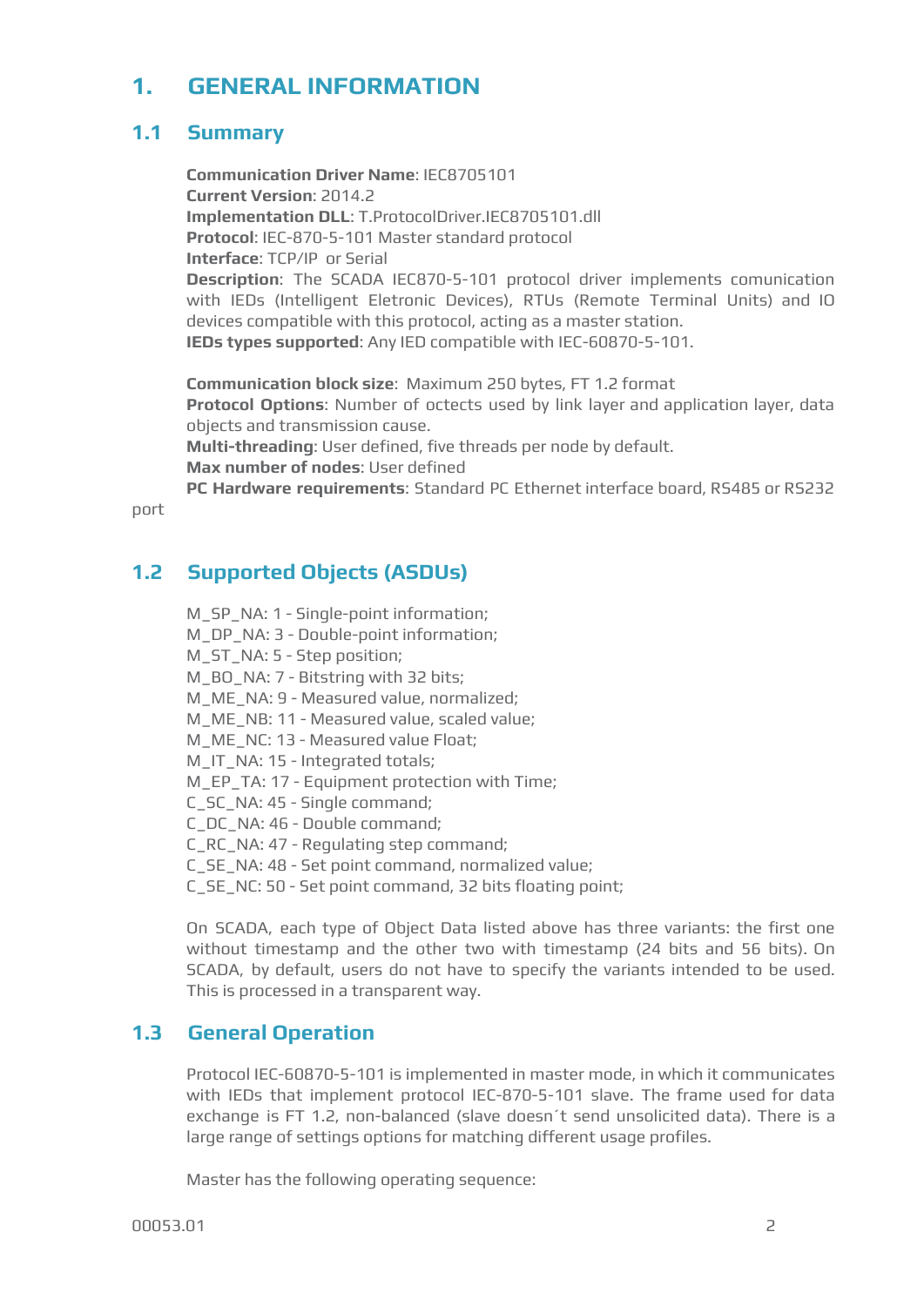# 1. GENERAL INFORMATION

## 1.1 Summary

**Communication Driver Name**: IEC8705101
**Current Version**: 2014.2
**Implementation DLL**: T.ProtocolDriver.IEC8705101.dll
**Protocol**: IEC-870-5-101 Master standard protocol
**Interface**: TCP/IP or Serial
**Description**: The SCADA IEC870-5-101 protocol driver implements comunication with IEDs (Intelligent Eletronic Devices), RTUs (Remote Terminal Units) and IO devices compatible with this protocol, acting as a master station.
**IEDs types supported**: Any IED compatible with IEC-60870-5-101.

**Communication block size**: Maximum 250 bytes, FT 1.2 format
**Protocol Options**: Number of octects used by link layer and application layer, data objects and transmission cause.
**Multi-threading**: User defined, five threads per node by default.
**Max number of nodes**: User defined
**PC Hardware requirements**: Standard PC Ethernet interface board, RS485 or RS232 port

## 1.2 Supported Objects (ASDUs)

M_SP_NA: 1 - Single-point information;
M_DP_NA: 3 - Double-point information;
M_ST_NA: 5 - Step position;
M_BO_NA: 7 - Bitstring with 32 bits;
M_ME_NA: 9 - Measured value, normalized;
M_ME_NB: 11 - Measured value, scaled value;
M_ME_NC: 13 - Measured value Float;
M_IT_NA: 15 - Integrated totals;
M_EP_TA: 17 - Equipment protection with Time;
C_SC_NA: 45 - Single command;
C_DC_NA: 46 - Double command;
C_RC_NA: 47 - Regulating step command;
C_SE_NA: 48 - Set point command, normalized value;
C_SE_NC: 50 - Set point command, 32 bits floating point;

On SCADA, each type of Object Data listed above has three variants: the first one without timestamp and the other two with timestamp (24 bits and 56 bits). On SCADA, by default, users do not have to specify the variants intended to be used. This is processed in a transparent way.

## 1.3 General Operation

Protocol IEC-60870-5-101 is implemented in master mode, in which it communicates with IEDs that implement protocol IEC-870-5-101 slave. The frame used for data exchange is FT 1.2, non-balanced (slave doesn´t send unsolicited data). There is a large range of settings options for matching different usage profiles.

Master has the following operating sequence: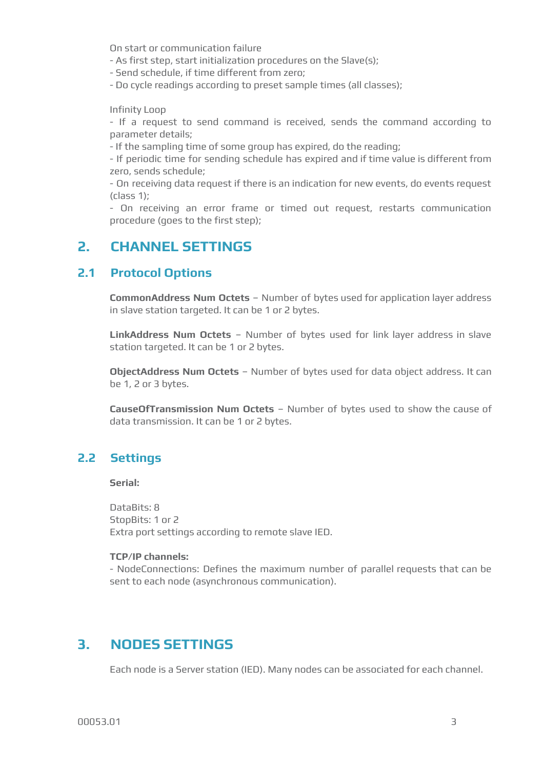On start or communication failure

- As first step, start initialization procedures on the Slave(s);
- Send schedule, if time different from zero;
- Do cycle readings according to preset sample times (all classes);

Infinity Loop

- If a request to send command is received, sends the command according to parameter details;
- If the sampling time of some group has expired, do the reading;
- If periodic time for sending schedule has expired and if time value is different from zero, sends schedule;
- On receiving data request if there is an indication for new events, do events request (class 1);
- On receiving an error frame or timed out request, restarts communication procedure (goes to the first step);

# 2. CHANNEL SETTINGS

## 2.1 Protocol Options

**CommonAddress Num Octets** – Number of bytes used for application layer address in slave station targeted. It can be 1 or 2 bytes.

**LinkAddress Num Octets** – Number of bytes used for link layer address in slave station targeted. It can be 1 or 2 bytes.

**ObjectAddress Num Octets** – Number of bytes used for data object address. It can be 1, 2 or 3 bytes.

**CauseOfTransmission Num Octets** – Number of bytes used to show the cause of data transmission. It can be 1 or 2 bytes.

## 2.2 Settings

**Serial:**

DataBits: 8
StopBits: 1 or 2
Extra port settings according to remote slave IED.

**TCP/IP channels:**

- NodeConnections: Defines the maximum number of parallel requests that can be sent to each node (asynchronous communication).

# 3. NODES SETTINGS

Each node is a Server station (IED). Many nodes can be associated for each channel.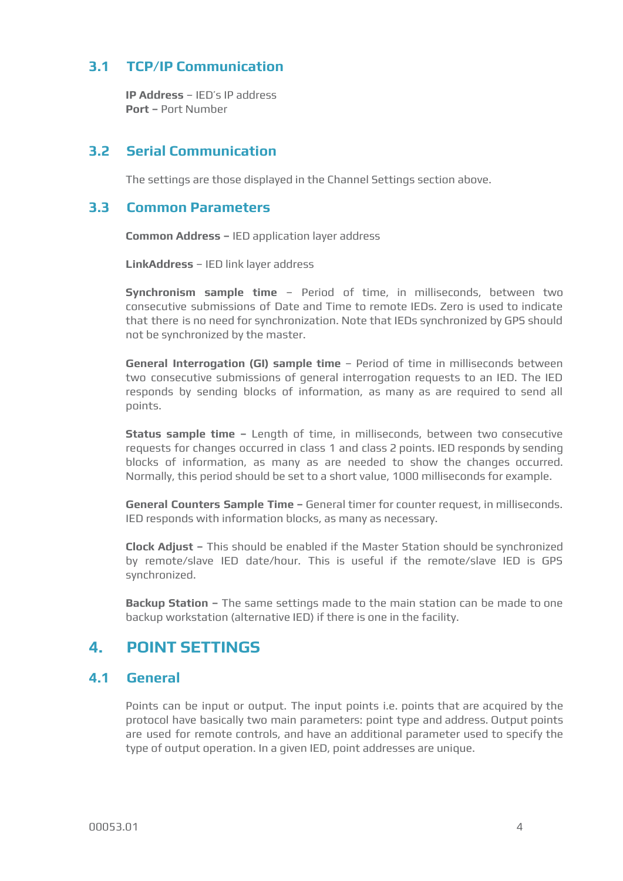## 3.1 TCP/IP Communication

**IP Address** – IED's IP address
**Port –** Port Number

## 3.2 Serial Communication

The settings are those displayed in the Channel Settings section above.

## 3.3 Common Parameters

**Common Address –** IED application layer address

**LinkAddress** – IED link layer address

**Synchronism sample time** – Period of time, in milliseconds, between two consecutive submissions of Date and Time to remote IEDs. Zero is used to indicate that there is no need for synchronization. Note that IEDs synchronized by GPS should not be synchronized by the master.

**General Interrogation (GI) sample time** – Period of time in milliseconds between two consecutive submissions of general interrogation requests to an IED. The IED responds by sending blocks of information, as many as are required to send all points.

**Status sample time –** Length of time, in milliseconds, between two consecutive requests for changes occurred in class 1 and class 2 points. IED responds by sending blocks of information, as many as are needed to show the changes occurred. Normally, this period should be set to a short value, 1000 milliseconds for example.

**General Counters Sample Time –** General timer for counter request, in milliseconds. IED responds with information blocks, as many as necessary.

**Clock Adjust –** This should be enabled if the Master Station should be synchronized by remote/slave IED date/hour. This is useful if the remote/slave IED is GPS synchronized.

**Backup Station –** The same settings made to the main station can be made to one backup workstation (alternative IED) if there is one in the facility.

# 4. POINT SETTINGS

## 4.1 General

Points can be input or output. The input points i.e. points that are acquired by the protocol have basically two main parameters: point type and address. Output points are used for remote controls, and have an additional parameter used to specify the type of output operation. In a given IED, point addresses are unique.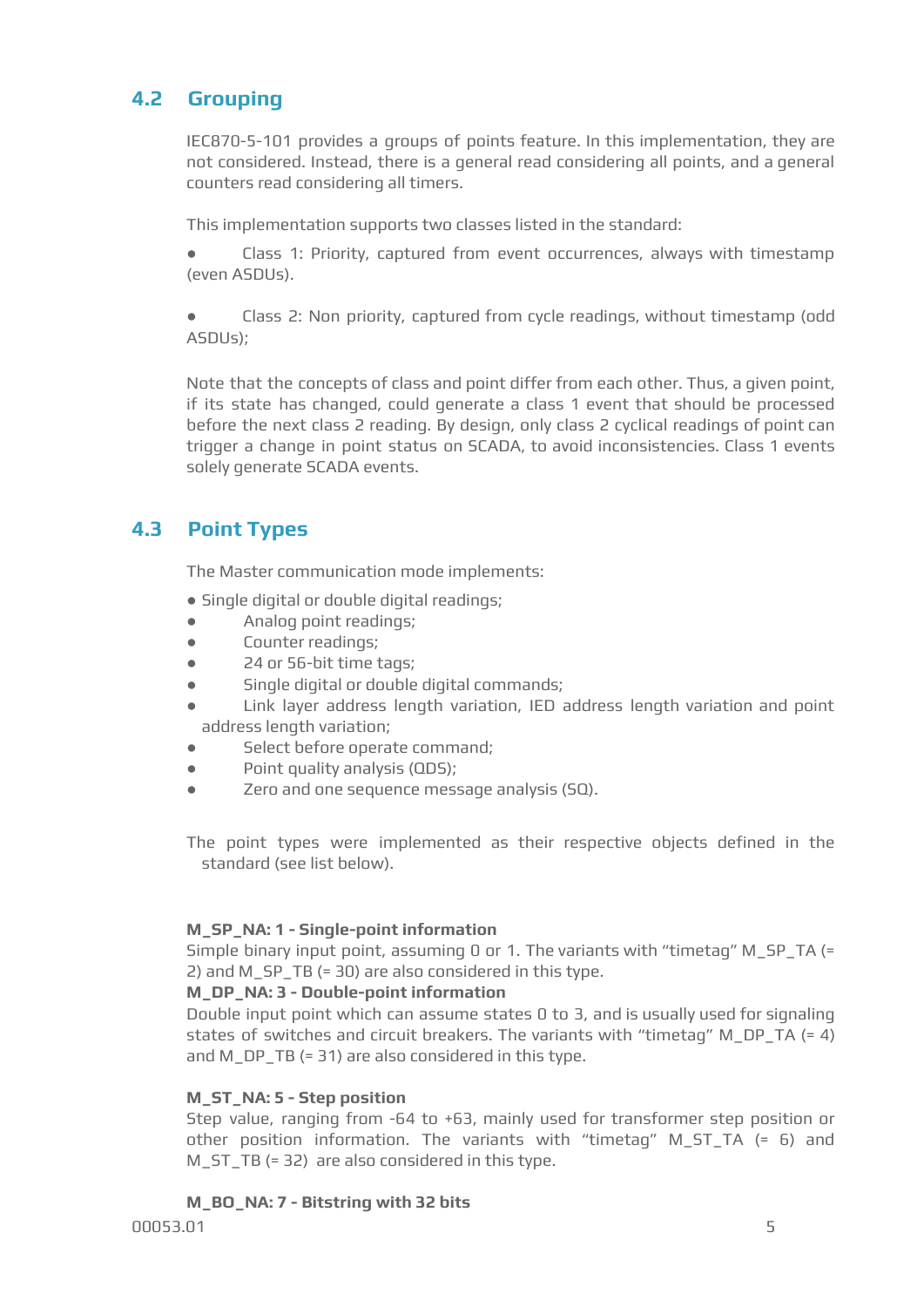## 4.2 Grouping

IEC870-5-101 provides a groups of points feature. In this implementation, they are not considered. Instead, there is a general read considering all points, and a general counters read considering all timers.

This implementation supports two classes listed in the standard:

- Class 1: Priority, captured from event occurrences, always with timestamp (even ASDUs).
- Class 2: Non priority, captured from cycle readings, without timestamp (odd ASDUs);

Note that the concepts of class and point differ from each other. Thus, a given point, if its state has changed, could generate a class 1 event that should be processed before the next class 2 reading. By design, only class 2 cyclical readings of point can trigger a change in point status on SCADA, to avoid inconsistencies. Class 1 events solely generate SCADA events.

## 4.3 Point Types

The Master communication mode implements:

- Single digital or double digital readings;
- Analog point readings;
- Counter readings;
- 24 or 56-bit time tags;
- Single digital or double digital commands;
- Link layer address length variation, IED address length variation and point address length variation;
- Select before operate command;
- Point quality analysis (QDS);
- Zero and one sequence message analysis (SQ).

The point types were implemented as their respective objects defined in the standard (see list below).

**M_SP_NA: 1 - Single-point information**
Simple binary input point, assuming 0 or 1. The variants with "timetag" M_SP_TA (= 2) and M_SP_TB (= 30) are also considered in this type.
**M_DP_NA: 3 - Double-point information**
Double input point which can assume states 0 to 3, and is usually used for signaling states of switches and circuit breakers. The variants with "timetag" M_DP_TA (= 4) and M_DP_TB (= 31) are also considered in this type.

**M_ST_NA: 5 - Step position**
Step value, ranging from -64 to +63, mainly used for transformer step position or other position information. The variants with "timetag" M_ST_TA (= 6) and M_ST_TB (= 32) are also considered in this type.

**M_BO_NA: 7 - Bitstring with 32 bits**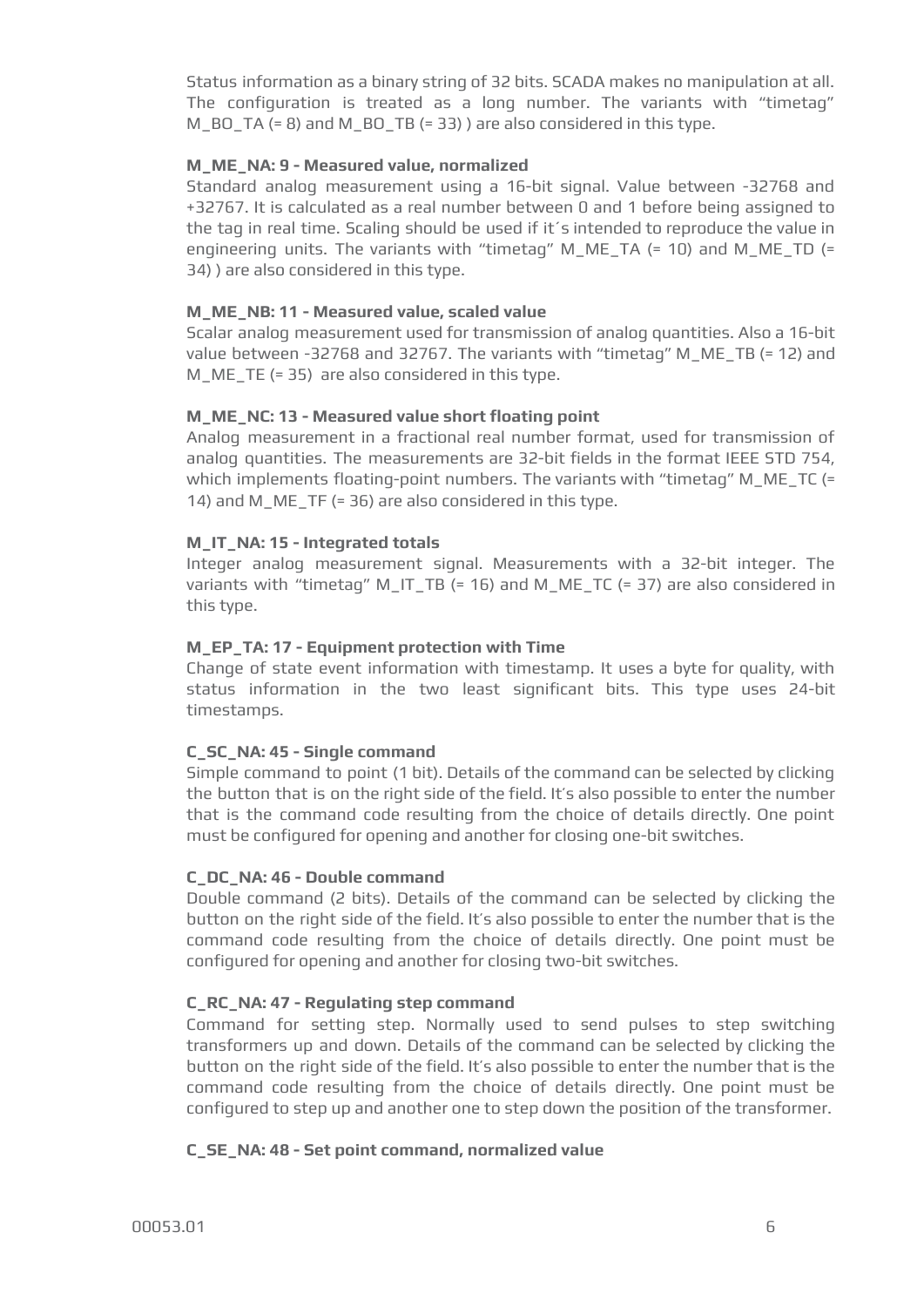Status information as a binary string of 32 bits. SCADA makes no manipulation at all. The configuration is treated as a long number. The variants with "timetag" M_BO_TA (= 8) and M_BO_TB (= 33) ) are also considered in this type.

**M_ME_NA: 9 - Measured value, normalized**

Standard analog measurement using a 16-bit signal. Value between -32768 and +32767. It is calculated as a real number between 0 and 1 before being assigned to the tag in real time. Scaling should be used if it´s intended to reproduce the value in engineering units. The variants with "timetag" M_ME_TA (= 10) and M_ME_TD (= 34) ) are also considered in this type.

**M_ME_NB: 11 - Measured value, scaled value**

Scalar analog measurement used for transmission of analog quantities. Also a 16-bit value between -32768 and 32767. The variants with "timetag" M_ME_TB (= 12) and M_ME_TE (= 35) are also considered in this type.

**M_ME_NC: 13 - Measured value short floating point**

Analog measurement in a fractional real number format, used for transmission of analog quantities. The measurements are 32-bit fields in the format IEEE STD 754, which implements floating-point numbers. The variants with "timetag" M_ME_TC (= 14) and M_ME_TF (= 36) are also considered in this type.

**M_IT_NA: 15 - Integrated totals**

Integer analog measurement signal. Measurements with a 32-bit integer. The variants with "timetag" M_IT_TB (= 16) and M_ME_TC (= 37) are also considered in this type.

**M_EP_TA: 17 - Equipment protection with Time**

Change of state event information with timestamp. It uses a byte for quality, with status information in the two least significant bits. This type uses 24-bit timestamps.

**C_SC_NA: 45 - Single command**

Simple command to point (1 bit). Details of the command can be selected by clicking the button that is on the right side of the field. It's also possible to enter the number that is the command code resulting from the choice of details directly. One point must be configured for opening and another for closing one-bit switches.

**C_DC_NA: 46 - Double command**

Double command (2 bits). Details of the command can be selected by clicking the button on the right side of the field. It's also possible to enter the number that is the command code resulting from the choice of details directly. One point must be configured for opening and another for closing two-bit switches.

**C_RC_NA: 47 - Regulating step command**

Command for setting step. Normally used to send pulses to step switching transformers up and down. Details of the command can be selected by clicking the button on the right side of the field. It's also possible to enter the number that is the command code resulting from the choice of details directly. One point must be configured to step up and another one to step down the position of the transformer.

**C_SE_NA: 48 - Set point command, normalized value**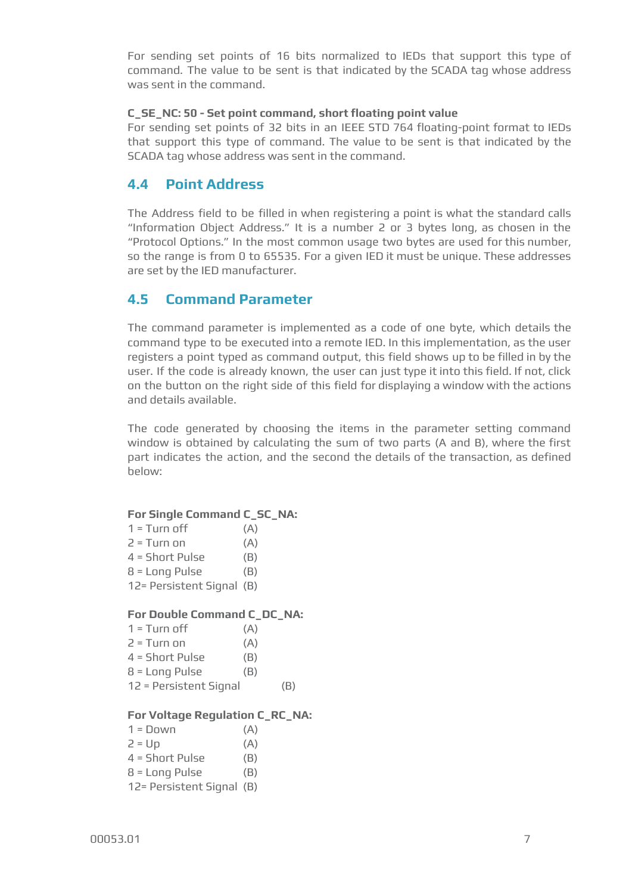For sending set points of 16 bits normalized to IEDs that support this type of command. The value to be sent is that indicated by the SCADA tag whose address was sent in the command.

**C_SE_NC: 50 - Set point command, short floating point value**

For sending set points of 32 bits in an IEEE STD 764 floating-point format to IEDs that support this type of command. The value to be sent is that indicated by the SCADA tag whose address was sent in the command.

## 4.4 Point Address

The Address field to be filled in when registering a point is what the standard calls "Information Object Address." It is a number 2 or 3 bytes long, as chosen in the "Protocol Options." In the most common usage two bytes are used for this number, so the range is from 0 to 65535. For a given IED it must be unique. These addresses are set by the IED manufacturer.

## 4.5 Command Parameter

The command parameter is implemented as a code of one byte, which details the command type to be executed into a remote IED. In this implementation, as the user registers a point typed as command output, this field shows up to be filled in by the user. If the code is already known, the user can just type it into this field. If not, click on the button on the right side of this field for displaying a window with the actions and details available.

The code generated by choosing the items in the parameter setting command window is obtained by calculating the sum of two parts (A and B), where the first part indicates the action, and the second the details of the transaction, as defined below:

**For Single Command C_SC_NA:**

1 = Turn off (A)
2 = Turn on (A)
4 = Short Pulse (B)
8 = Long Pulse (B)
12= Persistent Signal (B)

**For Double Command C_DC_NA:**

1 = Turn off (A)
2 = Turn on (A)
4 = Short Pulse (B)
8 = Long Pulse (B)
12 = Persistent Signal (B)

**For Voltage Regulation C_RC_NA:**

1 = Down (A)
2 = Up (A)
4 = Short Pulse (B)
8 = Long Pulse (B)
12= Persistent Signal (B)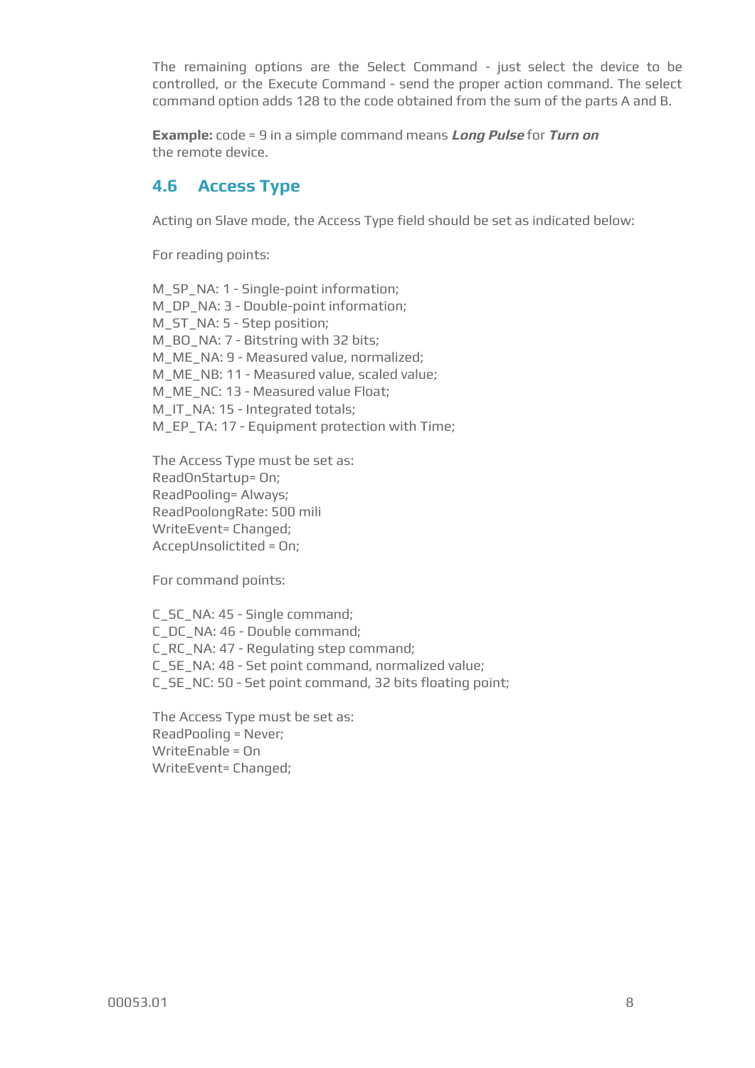The remaining options are the Select Command - just select the device to be controlled, or the Execute Command - send the proper action command. The select command option adds 128 to the code obtained from the sum of the parts A and B.

**Example:** code = 9 in a simple command means ***Long Pulse*** for ***Turn on*** the remote device.

## 4.6 Access Type

Acting on Slave mode, the Access Type field should be set as indicated below:

For reading points:

M_SP_NA: 1 - Single-point information;
M_DP_NA: 3 - Double-point information;
M_ST_NA: 5 - Step position;
M_BO_NA: 7 - Bitstring with 32 bits;
M_ME_NA: 9 - Measured value, normalized;
M_ME_NB: 11 - Measured value, scaled value;
M_ME_NC: 13 - Measured value Float;
M_IT_NA: 15 - Integrated totals;
M_EP_TA: 17 - Equipment protection with Time;

The Access Type must be set as:
ReadOnStartup= On;
ReadPooling= Always;
ReadPoolongRate: 500 mili
WriteEvent= Changed;
AccepUnsolictited = On;

For command points:

C_SC_NA: 45 - Single command;
C_DC_NA: 46 - Double command;
C_RC_NA: 47 - Regulating step command;
C_SE_NA: 48 - Set point command, normalized value;
C_SE_NC: 50 - Set point command, 32 bits floating point;

The Access Type must be set as:
ReadPooling = Never;
WriteEnable = On
WriteEvent= Changed;